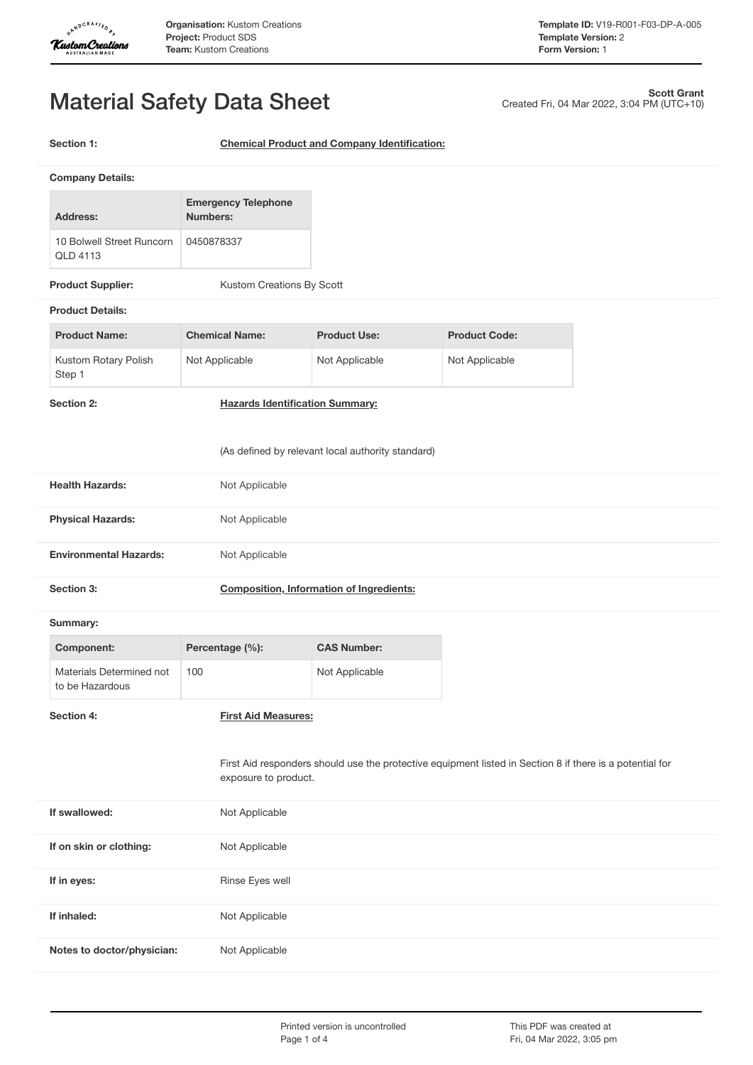# Material Safety Data Sheet

**Scott Grant**
Created Fri, 04 Mar 2022, 3:04 PM (UTC+10)

**Section 1:** **Chemical Product and Company Identification:**

**Company Details:**

| Address: | Emergency Telephone Numbers: |
|---|---|
| 10 Bolwell Street Runcorn QLD 4113 | 0450878337 |

**Product Supplier:** Kustom Creations By Scott

**Product Details:**

| Product Name: | Chemical Name: | Product Use: | Product Code: |
|---|---|---|---|
| Kustom Rotary Polish Step 1 | Not Applicable | Not Applicable | Not Applicable |

**Section 2:** **Hazards Identification Summary:**

(As defined by relevant local authority standard)

**Health Hazards:** Not Applicable

**Physical Hazards:** Not Applicable

**Environmental Hazards:** Not Applicable

**Section 3:** **Composition, Information of Ingredients:**

**Summary:**

| Component: | Percentage (%): | CAS Number: |
|---|---|---|
| Materials Determined not to be Hazardous | 100 | Not Applicable |

**Section 4:** **First Aid Measures:**

First Aid responders should use the protective equipment listed in Section 8 if there is a potential for exposure to product.

**If swallowed:** Not Applicable

**If on skin or clothing:** Not Applicable

**If in eyes:** Rinse Eyes well

**If inhaled:** Not Applicable

**Notes to doctor/physician:** Not Applicable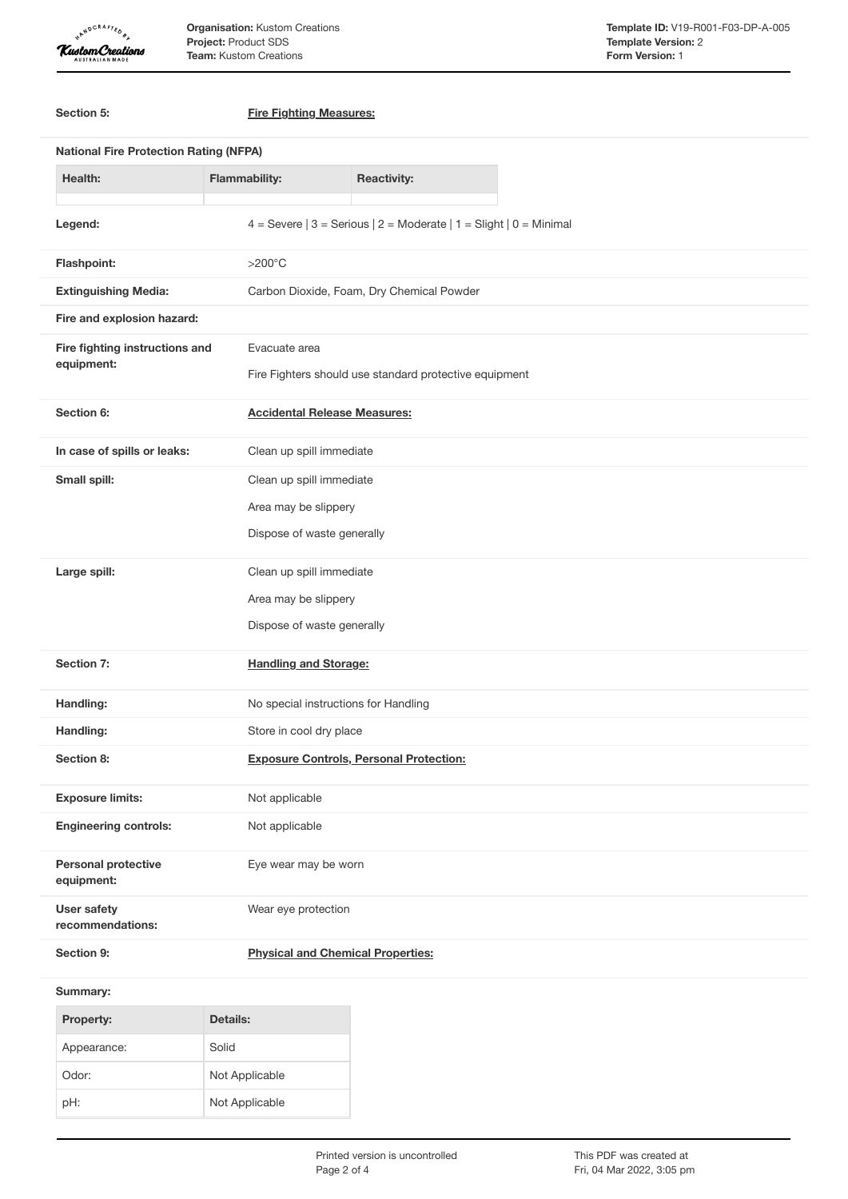**Section 5:** **Fire Fighting Measures:**

**National Fire Protection Rating (NFPA)**

| Health: | Flammability: | Reactivity: |
| --- | --- | --- |
| | | |

**Legend:** 4 = Severe | 3 = Serious | 2 = Moderate | 1 = Slight | 0 = Minimal

**Flashpoint:** >200°C

**Extinguishing Media:** Carbon Dioxide, Foam, Dry Chemical Powder

**Fire and explosion hazard:**

**Fire fighting instructions and equipment:**

Evacuate area

Fire Fighters should use standard protective equipment

**Section 6:** **Accidental Release Measures:**

**In case of spills or leaks:** Clean up spill immediate

**Small spill:**

Clean up spill immediate

Area may be slippery

Dispose of waste generally

**Large spill:**

Clean up spill immediate

Area may be slippery

Dispose of waste generally

**Section 7:** **Handling and Storage:**

**Handling:** No special instructions for Handling

**Handling:** Store in cool dry place

**Section 8:** **Exposure Controls, Personal Protection:**

**Exposure limits:** Not applicable

**Engineering controls:** Not applicable

**Personal protective equipment:** Eye wear may be worn

**User safety recommendations:** Wear eye protection

**Section 9:** **Physical and Chemical Properties:**

**Summary:**

| Property: | Details: |
| --- | --- |
| Appearance: | Solid |
| Odor: | Not Applicable |
| pH: | Not Applicable |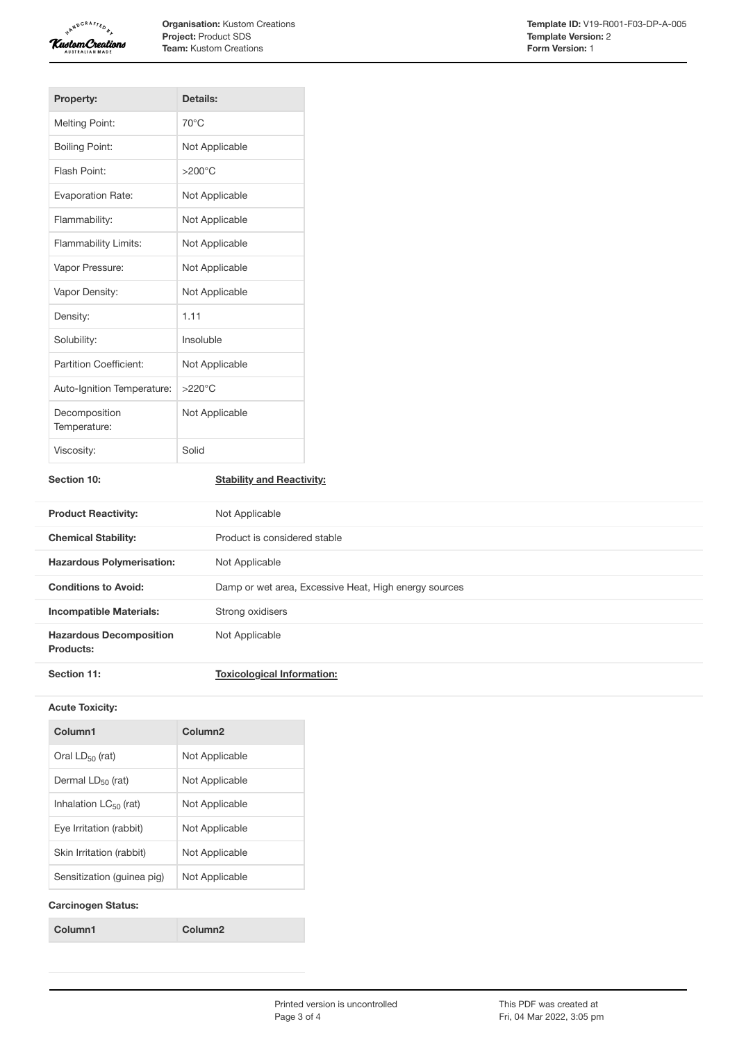| Property: | Details: |
|---|---|
| Melting Point: | 70°C |
| Boiling Point: | Not Applicable |
| Flash Point: | >200°C |
| Evaporation Rate: | Not Applicable |
| Flammability: | Not Applicable |
| Flammability Limits: | Not Applicable |
| Vapor Pressure: | Not Applicable |
| Vapor Density: | Not Applicable |
| Density: | 1.11 |
| Solubility: | Insoluble |
| Partition Coefficient: | Not Applicable |
| Auto-Ignition Temperature: | >220°C |
| Decomposition Temperature: | Not Applicable |
| Viscosity: | Solid |

## Section 10: Stability and Reactivity:

| | |
|---|---|
| **Product Reactivity:** | Not Applicable |
| **Chemical Stability:** | Product is considered stable |
| **Hazardous Polymerisation:** | Not Applicable |
| **Conditions to Avoid:** | Damp or wet area, Excessive Heat, High energy sources |
| **Incompatible Materials:** | Strong oxidisers |
| **Hazardous Decomposition Products:** | Not Applicable |

## Section 11: Toxicological Information:

**Acute Toxicity:**

| Column1 | Column2 |
|---|---|
| Oral $LD_{50}$ (rat) | Not Applicable |
| Dermal $LD_{50}$ (rat) | Not Applicable |
| Inhalation $LC_{50}$ (rat) | Not Applicable |
| Eye Irritation (rabbit) | Not Applicable |
| Skin Irritation (rabbit) | Not Applicable |
| Sensitization (guinea pig) | Not Applicable |

**Carcinogen Status:**

| Column1 | Column2 |
|---|---|
| | |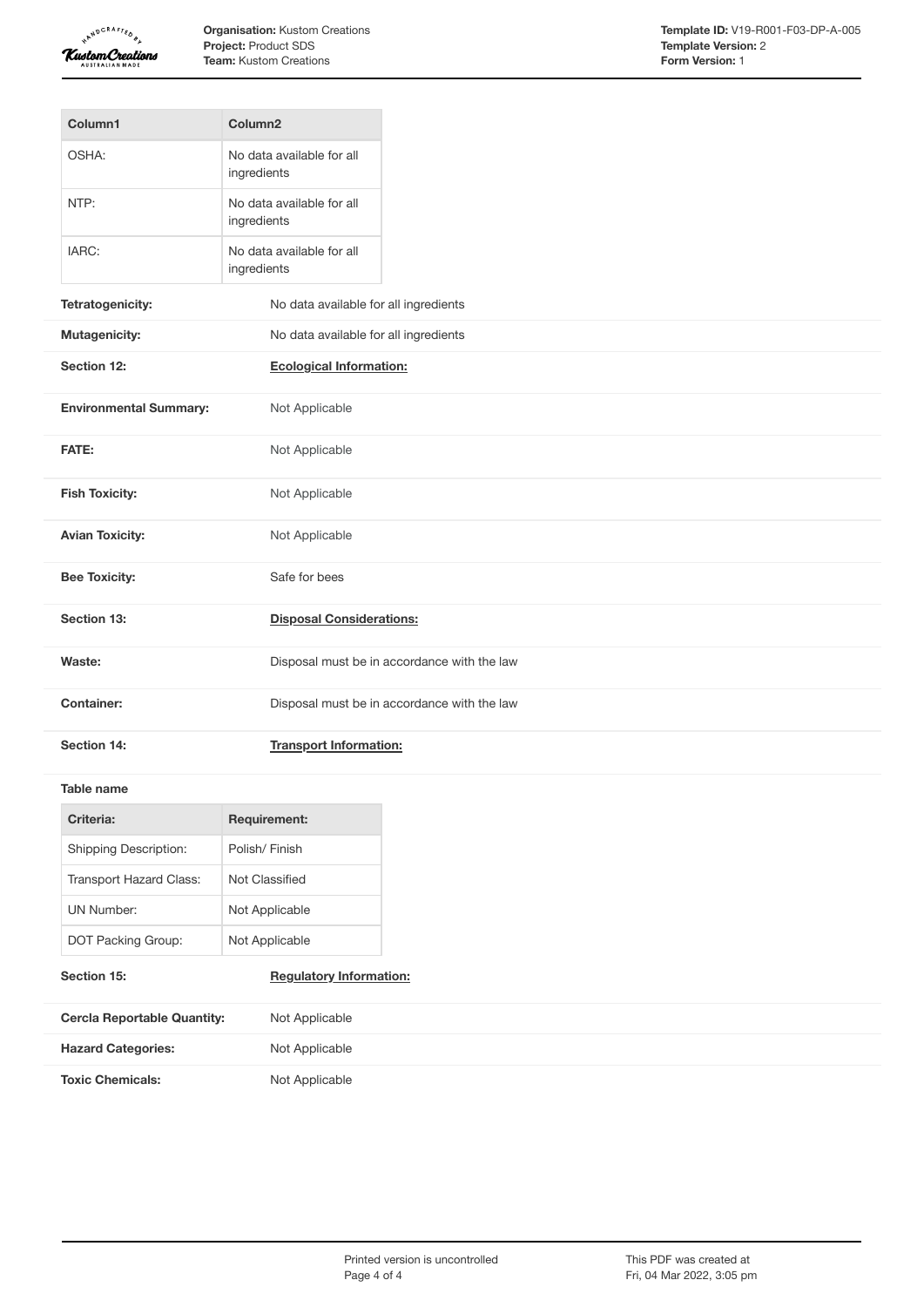| Column1 | Column2 |
| --- | --- |
| OSHA: | No data available for all ingredients |
| NTP: | No data available for all ingredients |
| IARC: | No data available for all ingredients |

| | |
| --- | --- |
| **Tetratogenicity:** | No data available for all ingredients |
| **Mutagenicity:** | No data available for all ingredients |

**Section 12:** **Ecological Information:**

| | |
| --- | --- |
| **Environmental Summary:** | Not Applicable |
| **FATE:** | Not Applicable |
| **Fish Toxicity:** | Not Applicable |
| **Avian Toxicity:** | Not Applicable |
| **Bee Toxicity:** | Safe for bees |

**Section 13:** **Disposal Considerations:**

| | |
| --- | --- |
| **Waste:** | Disposal must be in accordance with the law |
| **Container:** | Disposal must be in accordance with the law |

**Section 14:** **Transport Information:**

**Table name**

| Criteria: | Requirement: |
| --- | --- |
| Shipping Description: | Polish/ Finish |
| Transport Hazard Class: | Not Classified |
| UN Number: | Not Applicable |
| DOT Packing Group: | Not Applicable |

**Section 15:** **Regulatory Information:**

| | |
| --- | --- |
| **Cercla Reportable Quantity:** | Not Applicable |
| **Hazard Categories:** | Not Applicable |
| **Toxic Chemicals:** | Not Applicable |